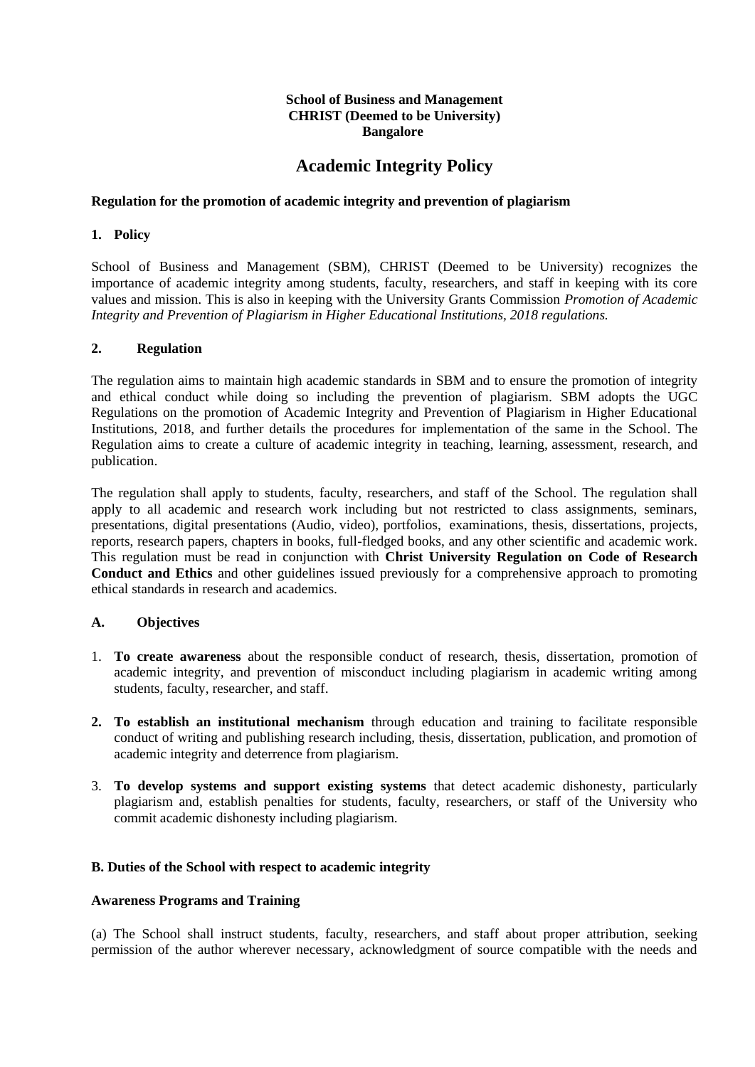**School of Business and Management**
**CHRIST (Deemed to be University)**
**Bangalore**

# Academic Integrity Policy

**Regulation for the promotion of academic integrity and prevention of plagiarism**

## 1. Policy

School of Business and Management (SBM), CHRIST (Deemed to be University) recognizes the importance of academic integrity among students, faculty, researchers, and staff in keeping with its core values and mission. This is also in keeping with the University Grants Commission *Promotion of Academic Integrity and Prevention of Plagiarism in Higher Educational Institutions, 2018 regulations.*

## 2. Regulation

The regulation aims to maintain high academic standards in SBM and to ensure the promotion of integrity and ethical conduct while doing so including the prevention of plagiarism. SBM adopts the UGC Regulations on the promotion of Academic Integrity and Prevention of Plagiarism in Higher Educational Institutions, 2018, and further details the procedures for implementation of the same in the School. The Regulation aims to create a culture of academic integrity in teaching, learning, assessment, research, and publication.

The regulation shall apply to students, faculty, researchers, and staff of the School. The regulation shall apply to all academic and research work including but not restricted to class assignments, seminars, presentations, digital presentations (Audio, video), portfolios, examinations, thesis, dissertations, projects, reports, research papers, chapters in books, full-fledged books, and any other scientific and academic work. This regulation must be read in conjunction with **Christ University Regulation on Code of Research Conduct and Ethics** and other guidelines issued previously for a comprehensive approach to promoting ethical standards in research and academics.

### A. Objectives

1. **To create awareness** about the responsible conduct of research, thesis, dissertation, promotion of academic integrity, and prevention of misconduct including plagiarism in academic writing among students, faculty, researcher, and staff.

2. **To establish an institutional mechanism** through education and training to facilitate responsible conduct of writing and publishing research including, thesis, dissertation, publication, and promotion of academic integrity and deterrence from plagiarism.

3. **To develop systems and support existing systems** that detect academic dishonesty, particularly plagiarism and, establish penalties for students, faculty, researchers, or staff of the University who commit academic dishonesty including plagiarism.

### B. Duties of the School with respect to academic integrity

**Awareness Programs and Training**

(a) The School shall instruct students, faculty, researchers, and staff about proper attribution, seeking permission of the author wherever necessary, acknowledgment of source compatible with the needs and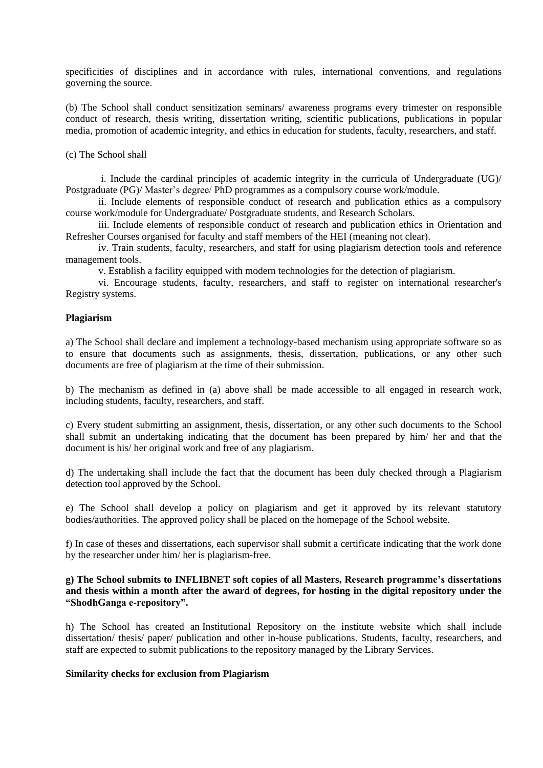specificities of disciplines and in accordance with rules, international conventions, and regulations governing the source.

(b) The School shall conduct sensitization seminars/ awareness programs every trimester on responsible conduct of research, thesis writing, dissertation writing, scientific publications, publications in popular media, promotion of academic integrity, and ethics in education for students, faculty, researchers, and staff.

(c) The School shall

i. Include the cardinal principles of academic integrity in the curricula of Undergraduate (UG)/ Postgraduate (PG)/ Master's degree/ PhD programmes as a compulsory course work/module.

ii. Include elements of responsible conduct of research and publication ethics as a compulsory course work/module for Undergraduate/ Postgraduate students, and Research Scholars.

iii. Include elements of responsible conduct of research and publication ethics in Orientation and Refresher Courses organised for faculty and staff members of the HEI (meaning not clear).

iv. Train students, faculty, researchers, and staff for using plagiarism detection tools and reference management tools.

v. Establish a facility equipped with modern technologies for the detection of plagiarism.

vi. Encourage students, faculty, researchers, and staff to register on international researcher's Registry systems.

**Plagiarism**

a) The School shall declare and implement a technology-based mechanism using appropriate software so as to ensure that documents such as assignments, thesis, dissertation, publications, or any other such documents are free of plagiarism at the time of their submission.

b) The mechanism as defined in (a) above shall be made accessible to all engaged in research work, including students, faculty, researchers, and staff.

c) Every student submitting an assignment, thesis, dissertation, or any other such documents to the School shall submit an undertaking indicating that the document has been prepared by him/ her and that the document is his/ her original work and free of any plagiarism.

d) The undertaking shall include the fact that the document has been duly checked through a Plagiarism detection tool approved by the School.

e) The School shall develop a policy on plagiarism and get it approved by its relevant statutory bodies/authorities. The approved policy shall be placed on the homepage of the School website.

f) In case of theses and dissertations, each supervisor shall submit a certificate indicating that the work done by the researcher under him/ her is plagiarism-free.

**g) The School submits to INFLIBNET soft copies of all Masters, Research programme's dissertations and thesis within a month after the award of degrees, for hosting in the digital repository under the "ShodhGanga e-repository".**

h) The School has created an Institutional Repository on the institute website which shall include dissertation/ thesis/ paper/ publication and other in-house publications. Students, faculty, researchers, and staff are expected to submit publications to the repository managed by the Library Services.

**Similarity checks for exclusion from Plagiarism**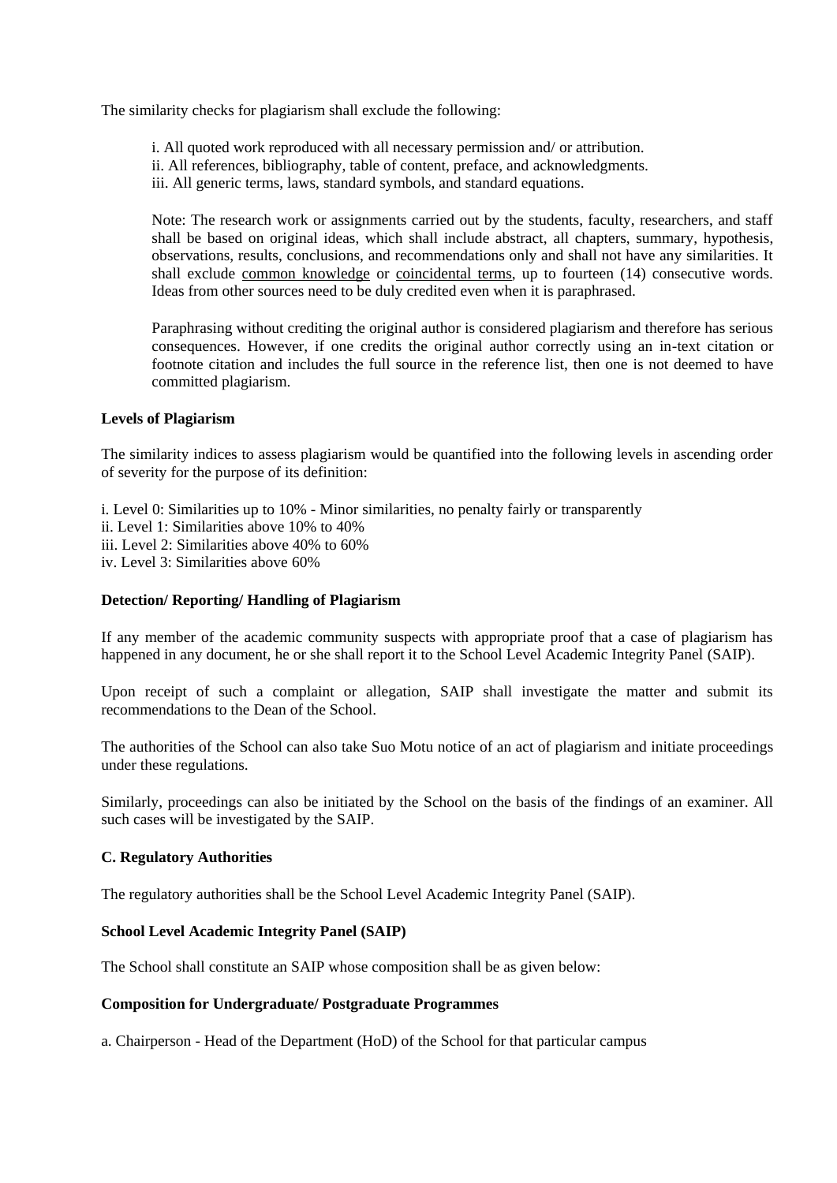The similarity checks for plagiarism shall exclude the following:

i. All quoted work reproduced with all necessary permission and/ or attribution.
ii. All references, bibliography, table of content, preface, and acknowledgments.
iii. All generic terms, laws, standard symbols, and standard equations.

Note: The research work or assignments carried out by the students, faculty, researchers, and staff shall be based on original ideas, which shall include abstract, all chapters, summary, hypothesis, observations, results, conclusions, and recommendations only and shall not have any similarities. It shall exclude <u>common knowledge</u> or <u>coincidental terms</u>, up to fourteen (14) consecutive words. Ideas from other sources need to be duly credited even when it is paraphrased.

Paraphrasing without crediting the original author is considered plagiarism and therefore has serious consequences. However, if one credits the original author correctly using an in-text citation or footnote citation and includes the full source in the reference list, then one is not deemed to have committed plagiarism.

**Levels of Plagiarism**

The similarity indices to assess plagiarism would be quantified into the following levels in ascending order of severity for the purpose of its definition:

i. Level 0: Similarities up to 10% - Minor similarities, no penalty fairly or transparently
ii. Level 1: Similarities above 10% to 40%
iii. Level 2: Similarities above 40% to 60%
iv. Level 3: Similarities above 60%

**Detection/ Reporting/ Handling of Plagiarism**

If any member of the academic community suspects with appropriate proof that a case of plagiarism has happened in any document, he or she shall report it to the School Level Academic Integrity Panel (SAIP).

Upon receipt of such a complaint or allegation, SAIP shall investigate the matter and submit its recommendations to the Dean of the School.

The authorities of the School can also take Suo Motu notice of an act of plagiarism and initiate proceedings under these regulations.

Similarly, proceedings can also be initiated by the School on the basis of the findings of an examiner. All such cases will be investigated by the SAIP.

**C. Regulatory Authorities**

The regulatory authorities shall be the School Level Academic Integrity Panel (SAIP).

**School Level Academic Integrity Panel (SAIP)**

The School shall constitute an SAIP whose composition shall be as given below:

**Composition for Undergraduate/ Postgraduate Programmes**

a. Chairperson - Head of the Department (HoD) of the School for that particular campus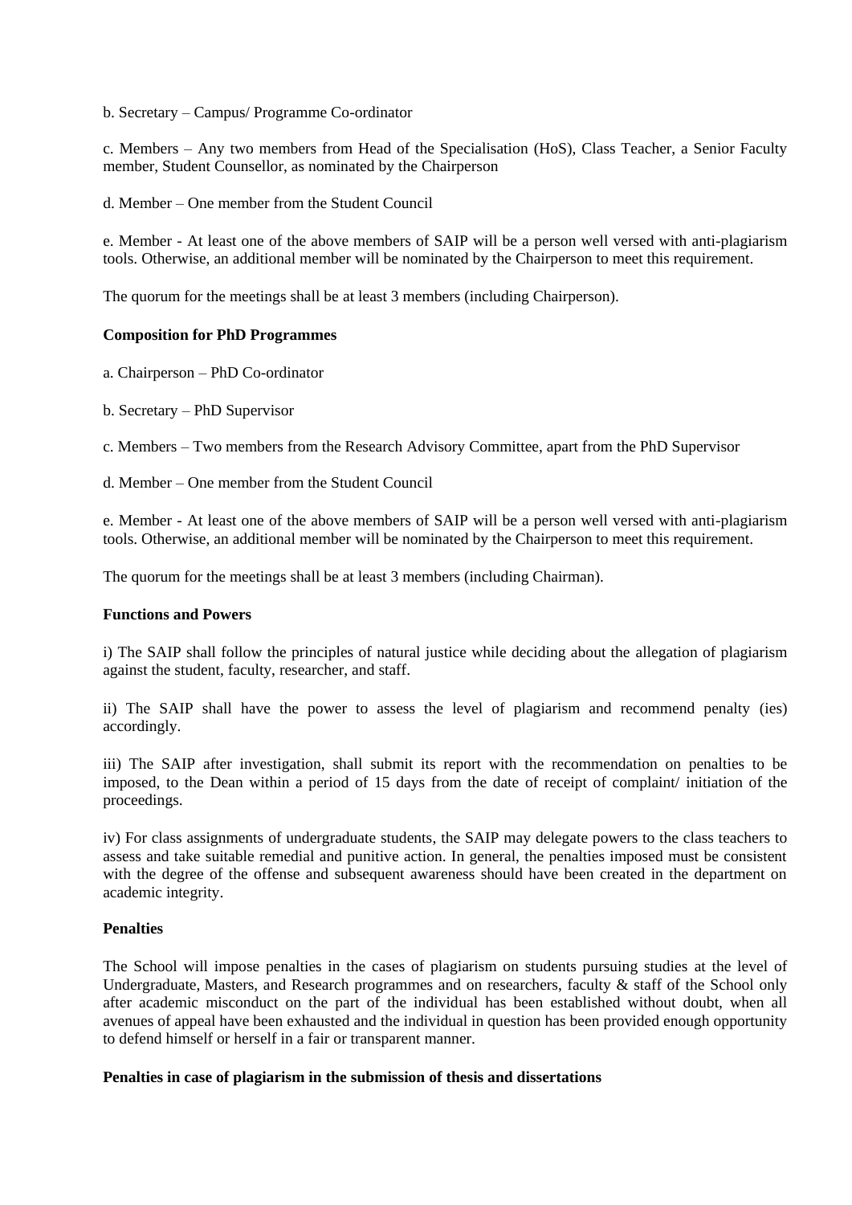b. Secretary – Campus/ Programme Co-ordinator

c. Members – Any two members from Head of the Specialisation (HoS), Class Teacher, a Senior Faculty member, Student Counsellor, as nominated by the Chairperson

d. Member – One member from the Student Council

e. Member - At least one of the above members of SAIP will be a person well versed with anti-plagiarism tools. Otherwise, an additional member will be nominated by the Chairperson to meet this requirement.

The quorum for the meetings shall be at least 3 members (including Chairperson).

**Composition for PhD Programmes**

a. Chairperson – PhD Co-ordinator

b. Secretary – PhD Supervisor

c. Members – Two members from the Research Advisory Committee, apart from the PhD Supervisor

d. Member – One member from the Student Council

e. Member - At least one of the above members of SAIP will be a person well versed with anti-plagiarism tools. Otherwise, an additional member will be nominated by the Chairperson to meet this requirement.

The quorum for the meetings shall be at least 3 members (including Chairman).

**Functions and Powers**

i) The SAIP shall follow the principles of natural justice while deciding about the allegation of plagiarism against the student, faculty, researcher, and staff.

ii) The SAIP shall have the power to assess the level of plagiarism and recommend penalty (ies) accordingly.

iii) The SAIP after investigation, shall submit its report with the recommendation on penalties to be imposed, to the Dean within a period of 15 days from the date of receipt of complaint/ initiation of the proceedings.

iv) For class assignments of undergraduate students, the SAIP may delegate powers to the class teachers to assess and take suitable remedial and punitive action. In general, the penalties imposed must be consistent with the degree of the offense and subsequent awareness should have been created in the department on academic integrity.

**Penalties**

The School will impose penalties in the cases of plagiarism on students pursuing studies at the level of Undergraduate, Masters, and Research programmes and on researchers, faculty & staff of the School only after academic misconduct on the part of the individual has been established without doubt, when all avenues of appeal have been exhausted and the individual in question has been provided enough opportunity to defend himself or herself in a fair or transparent manner.

**Penalties in case of plagiarism in the submission of thesis and dissertations**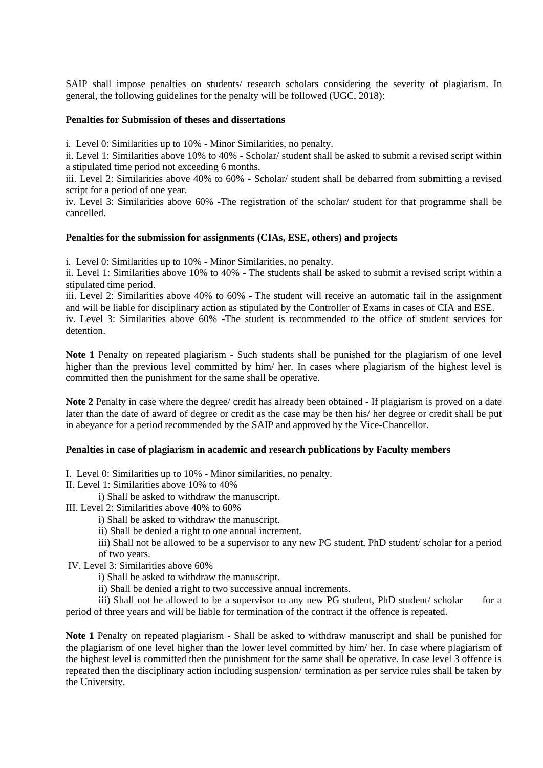SAIP shall impose penalties on students/ research scholars considering the severity of plagiarism. In general, the following guidelines for the penalty will be followed (UGC, 2018):

**Penalties for Submission of theses and dissertations**

i. Level 0: Similarities up to 10% - Minor Similarities, no penalty.
ii. Level 1: Similarities above 10% to 40% - Scholar/ student shall be asked to submit a revised script within a stipulated time period not exceeding 6 months.
iii. Level 2: Similarities above 40% to 60% - Scholar/ student shall be debarred from submitting a revised script for a period of one year.
iv. Level 3: Similarities above 60% -The registration of the scholar/ student for that programme shall be cancelled.

**Penalties for the submission for assignments (CIAs, ESE, others) and projects**

i. Level 0: Similarities up to 10% - Minor Similarities, no penalty.
ii. Level 1: Similarities above 10% to 40% - The students shall be asked to submit a revised script within a stipulated time period.
iii. Level 2: Similarities above 40% to 60% - The student will receive an automatic fail in the assignment and will be liable for disciplinary action as stipulated by the Controller of Exams in cases of CIA and ESE.
iv. Level 3: Similarities above 60% -The student is recommended to the office of student services for detention.

**Note 1** Penalty on repeated plagiarism - Such students shall be punished for the plagiarism of one level higher than the previous level committed by him/ her. In cases where plagiarism of the highest level is committed then the punishment for the same shall be operative.

**Note 2** Penalty in case where the degree/ credit has already been obtained - If plagiarism is proved on a date later than the date of award of degree or credit as the case may be then his/ her degree or credit shall be put in abeyance for a period recommended by the SAIP and approved by the Vice-Chancellor.

**Penalties in case of plagiarism in academic and research publications by Faculty members**

I. Level 0: Similarities up to 10% - Minor similarities, no penalty.
II. Level 1: Similarities above 10% to 40%
   i) Shall be asked to withdraw the manuscript.
III. Level 2: Similarities above 40% to 60%
   i) Shall be asked to withdraw the manuscript.
   ii) Shall be denied a right to one annual increment.
   iii) Shall not be allowed to be a supervisor to any new PG student, PhD student/ scholar for a period of two years.
IV. Level 3: Similarities above 60%
   i) Shall be asked to withdraw the manuscript.
   ii) Shall be denied a right to two successive annual increments.
   iii) Shall not be allowed to be a supervisor to any new PG student, PhD student/ scholar for a period of three years and will be liable for termination of the contract if the offence is repeated.

**Note 1** Penalty on repeated plagiarism - Shall be asked to withdraw manuscript and shall be punished for the plagiarism of one level higher than the lower level committed by him/ her. In case where plagiarism of the highest level is committed then the punishment for the same shall be operative. In case level 3 offence is repeated then the disciplinary action including suspension/ termination as per service rules shall be taken by the University.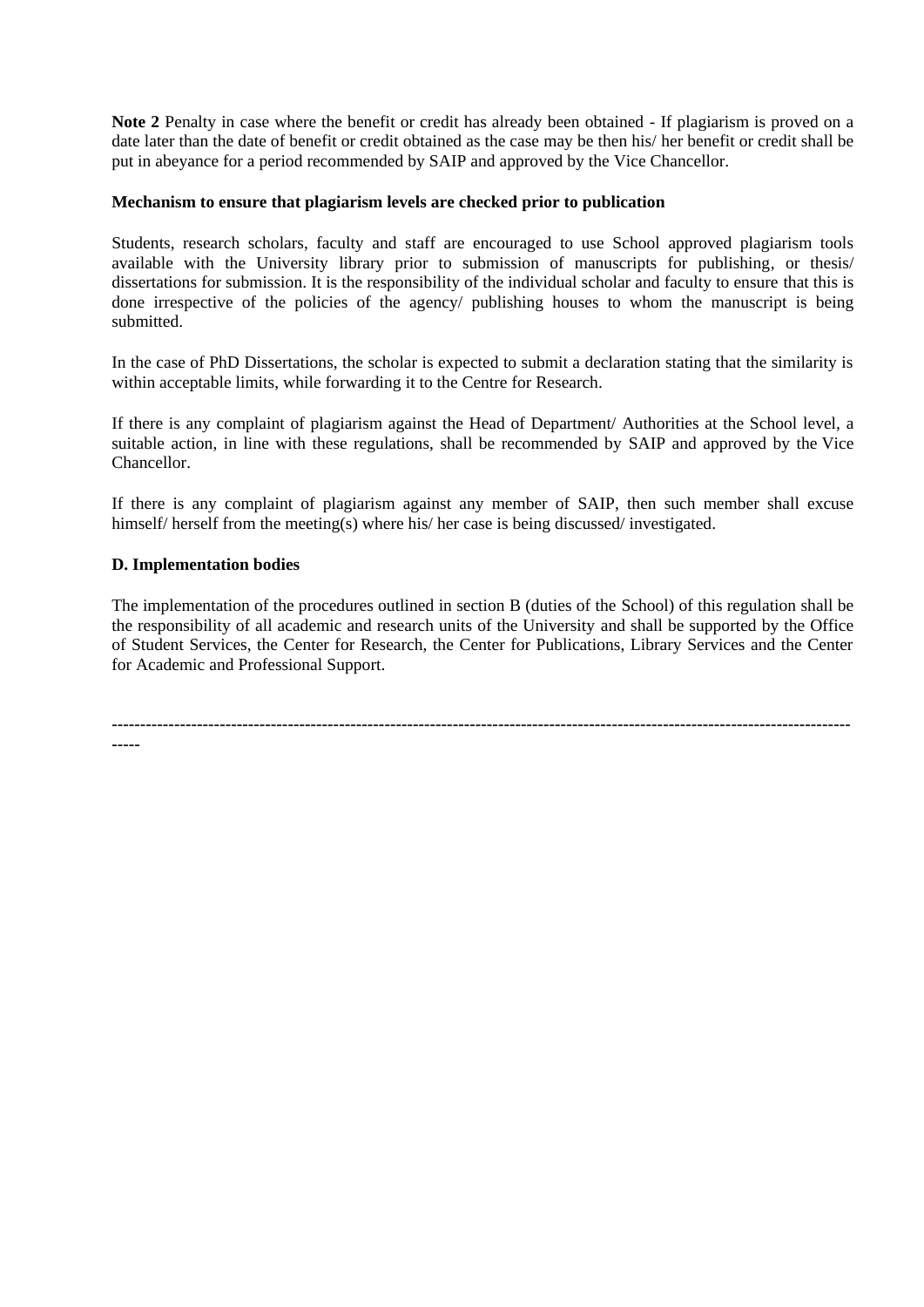**Note 2** Penalty in case where the benefit or credit has already been obtained - If plagiarism is proved on a date later than the date of benefit or credit obtained as the case may be then his/ her benefit or credit shall be put in abeyance for a period recommended by SAIP and approved by the Vice Chancellor.

**Mechanism to ensure that plagiarism levels are checked prior to publication**

Students, research scholars, faculty and staff are encouraged to use School approved plagiarism tools available with the University library prior to submission of manuscripts for publishing, or thesis/ dissertations for submission. It is the responsibility of the individual scholar and faculty to ensure that this is done irrespective of the policies of the agency/ publishing houses to whom the manuscript is being submitted.

In the case of PhD Dissertations, the scholar is expected to submit a declaration stating that the similarity is within acceptable limits, while forwarding it to the Centre for Research.

If there is any complaint of plagiarism against the Head of Department/ Authorities at the School level, a suitable action, in line with these regulations, shall be recommended by SAIP and approved by the Vice Chancellor.

If there is any complaint of plagiarism against any member of SAIP, then such member shall excuse himself/ herself from the meeting(s) where his/ her case is being discussed/ investigated.

**D. Implementation bodies**

The implementation of the procedures outlined in section B (duties of the School) of this regulation shall be the responsibility of all academic and research units of the University and shall be supported by the Office of Student Services, the Center for Research, the Center for Publications, Library Services and the Center for Academic and Professional Support.

---